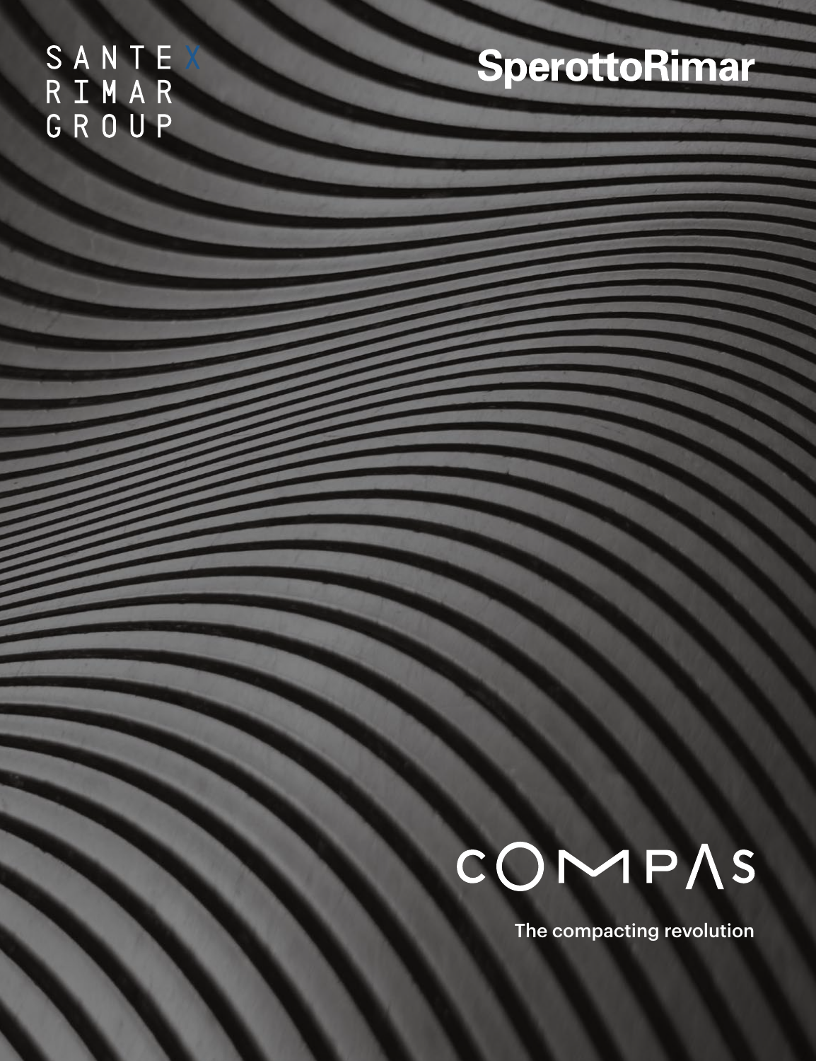SANTEX
RIMAR
GROUP

SperottoRimar

# COMPAS

The compacting revolution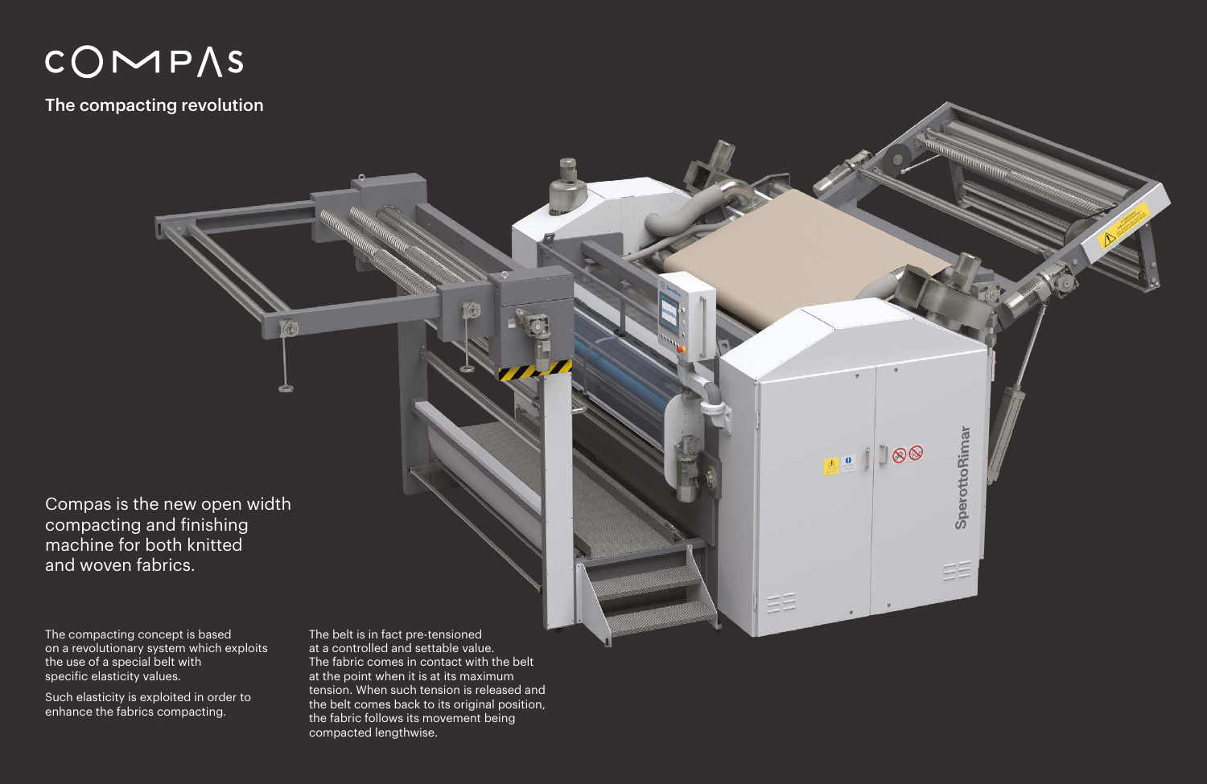# COMPAS

## The compacting revolution

Compas is the new open width compacting and finishing machine for both knitted and woven fabrics.

The compacting concept is based on a revolutionary system which exploits the use of a special belt with specific elasticity values.

Such elasticity is exploited in order to enhance the fabrics compacting.

The belt is in fact pre-tensioned at a controlled and settable value. The fabric comes in contact with the belt at the point when it is at its maximum tension. When such tension is released and the belt comes back to its original position, the fabric follows its movement being compacted lengthwise.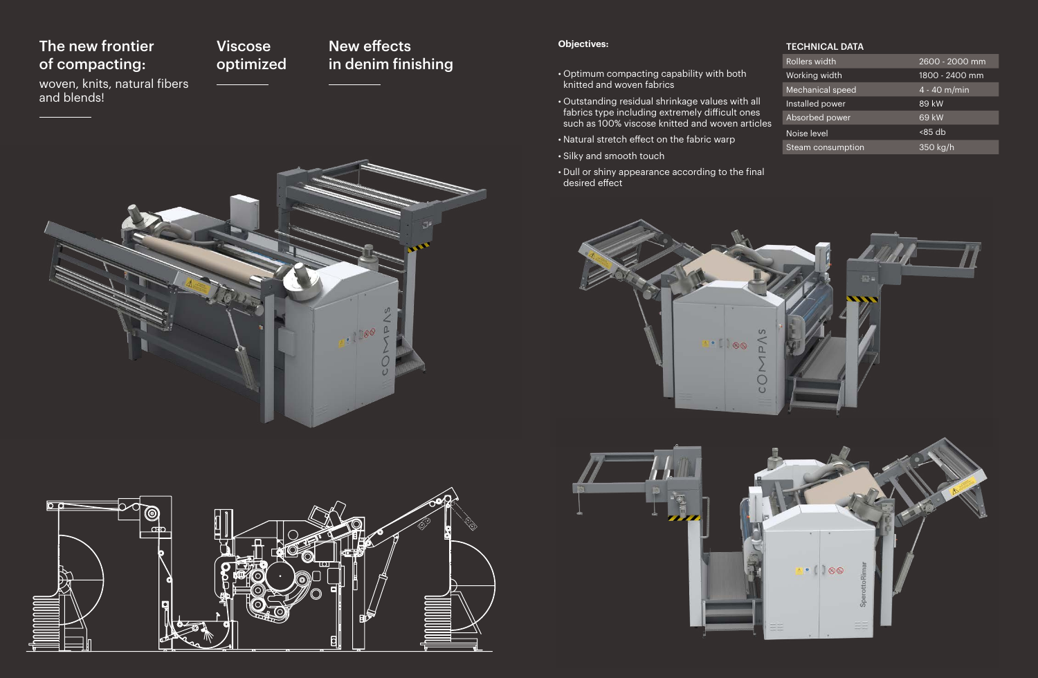## The new frontier of compacting:

woven, knits, natural fibers and blends!

## Viscose optimized

## New effects in denim finishing

**Objectives:**

- Optimum compacting capability with both knitted and woven fabrics
- Outstanding residual shrinkage values with all fabrics type including extremely difficult ones such as 100% viscose knitted and woven articles
- Natural stretch effect on the fabric warp
- Silky and smooth touch
- Dull or shiny appearance according to the final desired effect

**TECHNICAL DATA**

| | |
|---|---|
| Rollers width | 2600 - 2000 mm |
| Working width | 1800 - 2400 mm |
| Mechanical speed | 4 - 40 m/min |
| Installed power | 89 kW |
| Absorbed power | 69 kW |
| Noise level | <85 db |
| Steam consumption | 350 kg/h |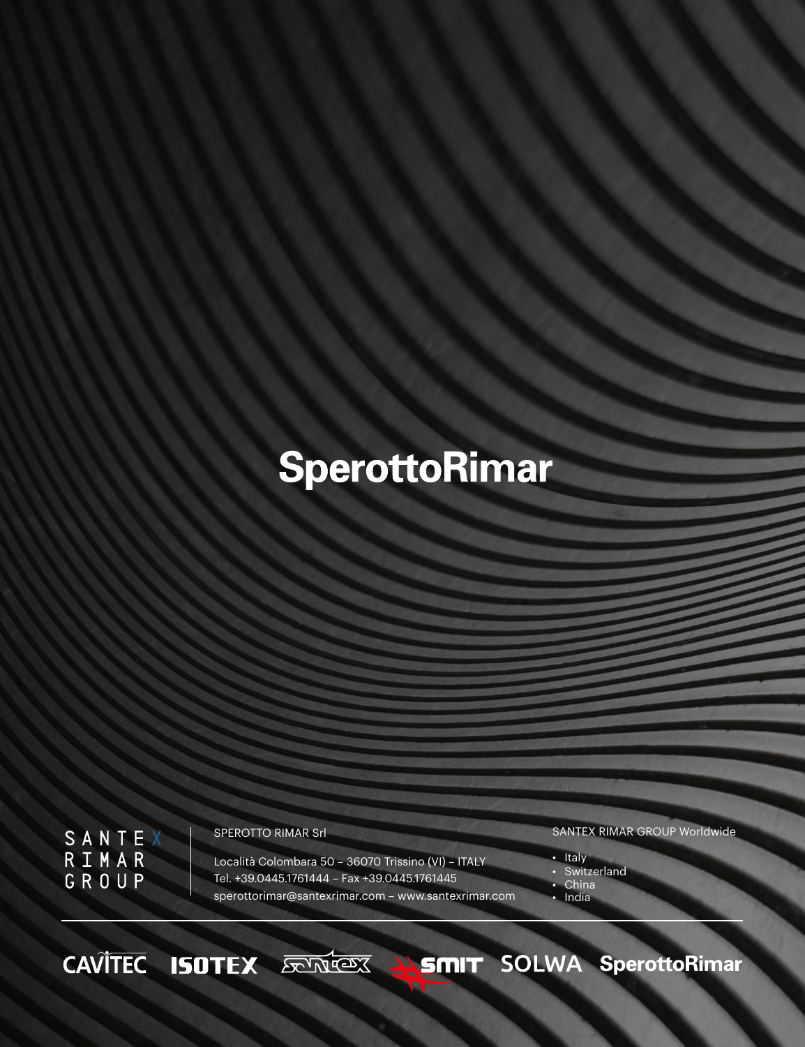# SperottoRimar

SANTEX RIMAR GROUP

SPEROTTO RIMAR Srl

Località Colombara 50 – 36070 Trissino (VI) – ITALY
Tel. +39.0445.1761444 – Fax +39.0445.1761445
sperottorimar@santexrimar.com – www.santexrimar.com

SANTEX RIMAR GROUP Worldwide

- Italy
- Switzerland
- China
- India

CAVITEC ISOTEX SANTEX SMIT SOLWA SperottoRimar